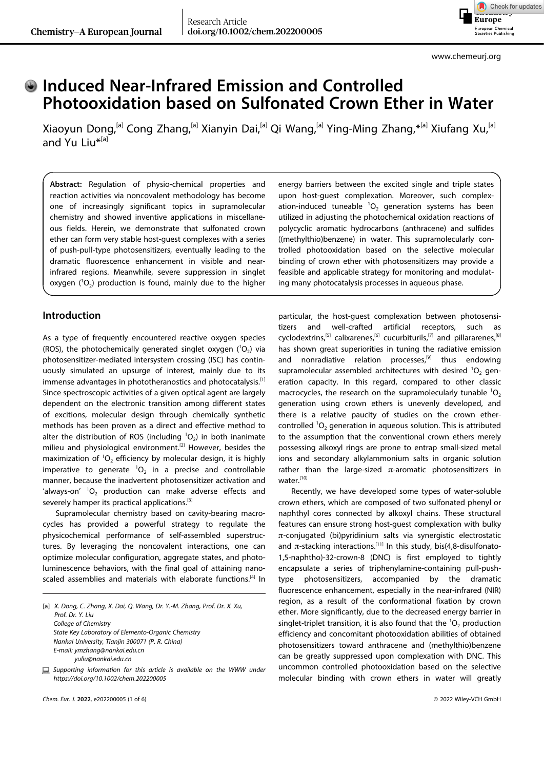# Induced Near-Infrared Emission and Controlled Photooxidation based on Sulfonated Crown Ether in Water

Xiaoyun Dong,[a] Cong Zhang,[a] Xianyin Dai,[a] Qi Wang,[a] Ying-Ming Zhang,*[a] Xiufang Xu,[a] and Yu Liu*[a]

**Abstract:** Regulation of physio-chemical properties and reaction activities via noncovalent methodology has become one of increasingly significant topics in supramolecular chemistry and showed inventive applications in miscellaneous fields. Herein, we demonstrate that sulfonated crown ether can form very stable host-guest complexes with a series of push-pull-type photosensitizers, eventually leading to the dramatic fluorescence enhancement in visible and near-infrared regions. Meanwhile, severe suppression in singlet oxygen ($^1O_2$) production is found, mainly due to the higher energy barriers between the excited single and triple states upon host-guest complexation. Moreover, such complexation-induced tuneable $^1O_2$ generation systems has been utilized in adjusting the photochemical oxidation reactions of polycyclic aromatic hydrocarbons (anthracene) and sulfides ((methylthio)benzene) in water. This supramolecularly controlled photooxidation based on the selective molecular binding of crown ether with photosensitizers may provide a feasible and applicable strategy for monitoring and modulating many photocatalysis processes in aqueous phase.

## Introduction

As a type of frequently encountered reactive oxygen species (ROS), the photochemically generated singlet oxygen ($^1O_2$) via photosensitizer-mediated intersystem crossing (ISC) has continuously simulated an upsurge of interest, mainly due to its immense advantages in phototheranostics and photocatalysis.[1] Since spectroscopic activities of a given optical agent are largely dependent on the electronic transition among different states of excitions, molecular design through chemically synthetic methods has been proven as a direct and effective method to alter the distribution of ROS (including $^1O_2$) in both inanimate milieu and physiological environment.[2] However, besides the maximization of $^1O_2$ efficiency by molecular design, it is highly imperative to generate $^1O_2$ in a precise and controllable manner, because the inadvertent photosensitizer activation and 'always-on' $^1O_2$ production can make adverse effects and severely hamper its practical applications.[3]

Supramolecular chemistry based on cavity-bearing macrocycles has provided a powerful strategy to regulate the physicochemical performance of self-assembled superstructures. By leveraging the noncovalent interactions, one can optimize molecular configuration, aggregate states, and photoluminescence behaviors, with the final goal of attaining nanoscaled assemblies and materials with elaborate functions.[4] In particular, the host-guest complexation between photosensitizers and well-crafted artificial receptors, such as cyclodextrins,[5] calixarenes,[6] cucurbiturils,[7] and pillararenes,[8] has shown great superiorities in tuning the radiative emission and nonradiative relation processes,[9] thus endowing supramolecular assembled architectures with desired $^1O_2$ generation capacity. In this regard, compared to other classic macrocycles, the research on the supramolecularly tunable $^1O_2$ generation using crown ethers is unevenly developed, and there is a relative paucity of studies on the crown ether-controlled $^1O_2$ generation in aqueous solution. This is attributed to the assumption that the conventional crown ethers merely possessing alkoxyl rings are prone to entrap small-sized metal ions and secondary alkylammonium salts in organic solution rather than the large-sized π-aromatic photosensitizers in water.[10]

Recently, we have developed some types of water-soluble crown ethers, which are composed of two sulfonated phenyl or naphthyl cores connected by alkoxyl chains. These structural features can ensure strong host-guest complexation with bulky π-conjugated (bi)pyridinium salts via synergistic electrostatic and π-stacking interactions.[11] In this study, bis(4,8-disulfonato-1,5-naphtho)-32-crown-8 (DNC) is first employed to tightly encapsulate a series of triphenylamine-containing pull-push-type photosensitizers, accompanied by the dramatic fluorescence enhancement, especially in the near-infrared (NIR) region, as a result of the conformational fixation by crown ether. More significantly, due to the decreased energy barrier in singlet-triplet transition, it is also found that the $^1O_2$ production efficiency and concomitant photooxidation abilities of obtained photosensitizers toward anthracene and (methylthio)benzene can be greatly suppressed upon complexation with DNC. This uncommon controlled photooxidation based on the selective molecular binding with crown ethers in water will greatly

[a] X. Dong, C. Zhang, X. Dai, Q. Wang, Dr. Y.-M. Zhang, Prof. Dr. X. Xu, Prof. Dr. Y. Liu
College of Chemistry
State Key Laboratory of Elemento-Organic Chemistry
Nankai University, Tianjin 300071 (P. R. China)
E-mail: ymzhang@nankai.edu.cn
yuliu@nankai.edu.cn

Supporting information for this article is available on the WWW under https://doi.org/10.1002/chem.202200005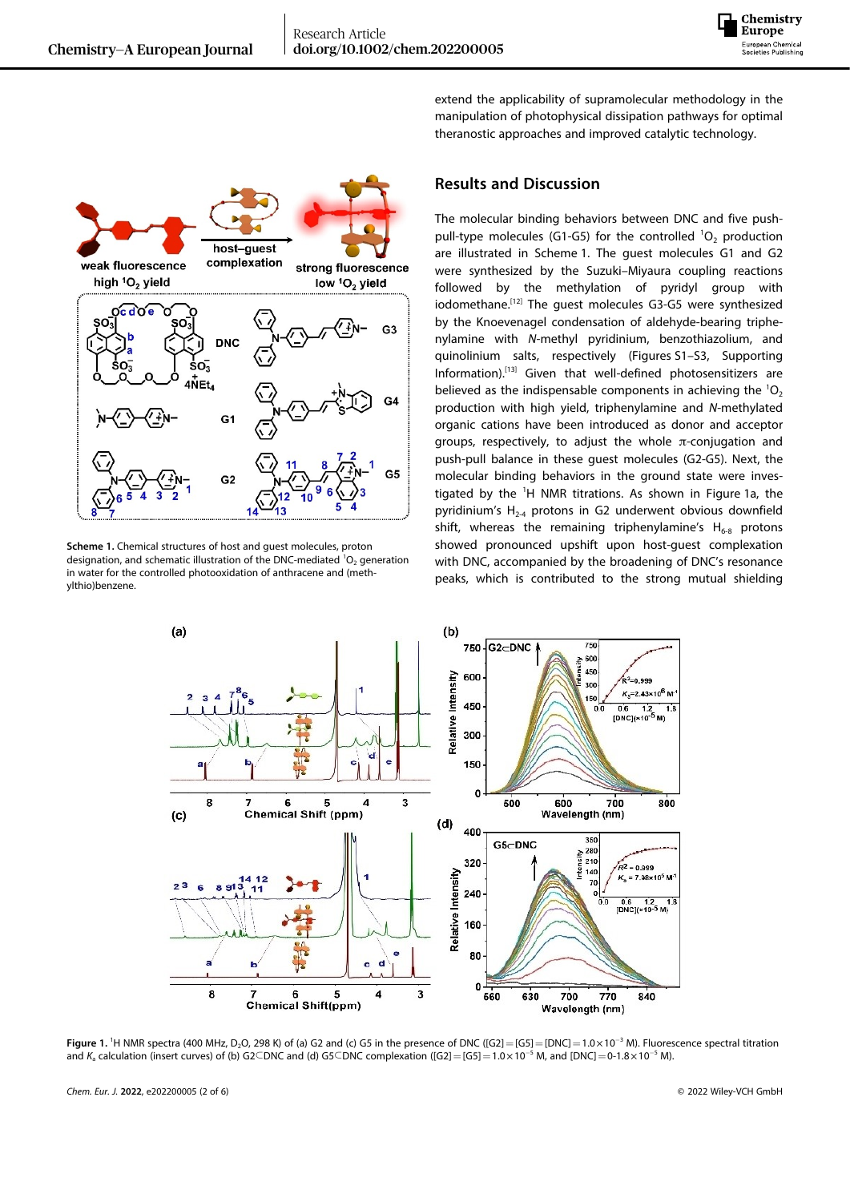extend the applicability of supramolecular methodology in the manipulation of photophysical dissipation pathways for optimal theranostic approaches and improved catalytic technology.

**Scheme 1.** Chemical structures of host and guest molecules, proton designation, and schematic illustration of the DNC-mediated $^1O_2$ generation in water for the controlled photooxidation of anthracene and (methylthio)benzene.

## Results and Discussion

The molecular binding behaviors between DNC and five push-pull-type molecules (G1-G5) for the controlled $^1O_2$ production are illustrated in Scheme 1. The guest molecules G1 and G2 were synthesized by the Suzuki–Miyaura coupling reactions followed by the methylation of pyridyl group with iodomethane.[12] The guest molecules G3-G5 were synthesized by the Knoevenagel condensation of aldehyde-bearing triphenylamine with *N*-methyl pyridinium, benzothiazolium, and quinolinium salts, respectively (Figures S1–S3, Supporting Information).[13] Given that well-defined photosensitizers are believed as the indispensable components in achieving the $^1O_2$ production with high yield, triphenylamine and *N*-methylated organic cations have been introduced as donor and acceptor groups, respectively, to adjust the whole π-conjugation and push-pull balance in these guest molecules (G2-G5). Next, the molecular binding behaviors in the ground state were investigated by the $^1$H NMR titrations. As shown in Figure 1a, the pyridinium's $H_{2\text{-}4}$ protons in G2 underwent obvious downfield shift, whereas the remaining triphenylamine's $H_{6\text{-}8}$ protons showed pronounced upshift upon host-guest complexation with DNC, accompanied by the broadening of DNC's resonance peaks, which is contributed to the strong mutual shielding

**Figure 1.** $^1$H NMR spectra (400 MHz, $D_2O$, 298 K) of (a) G2 and (c) G5 in the presence of DNC ([G2] = [G5] = [DNC] = $1.0\times10^{-3}$ M). Fluorescence spectral titration and $K_a$ calculation (insert curves) of (b) G2⊂DNC and (d) G5⊂DNC complexation ([G2] = [G5] = $1.0\times10^{-5}$ M, and [DNC] = 0-$1.8\times10^{-5}$ M).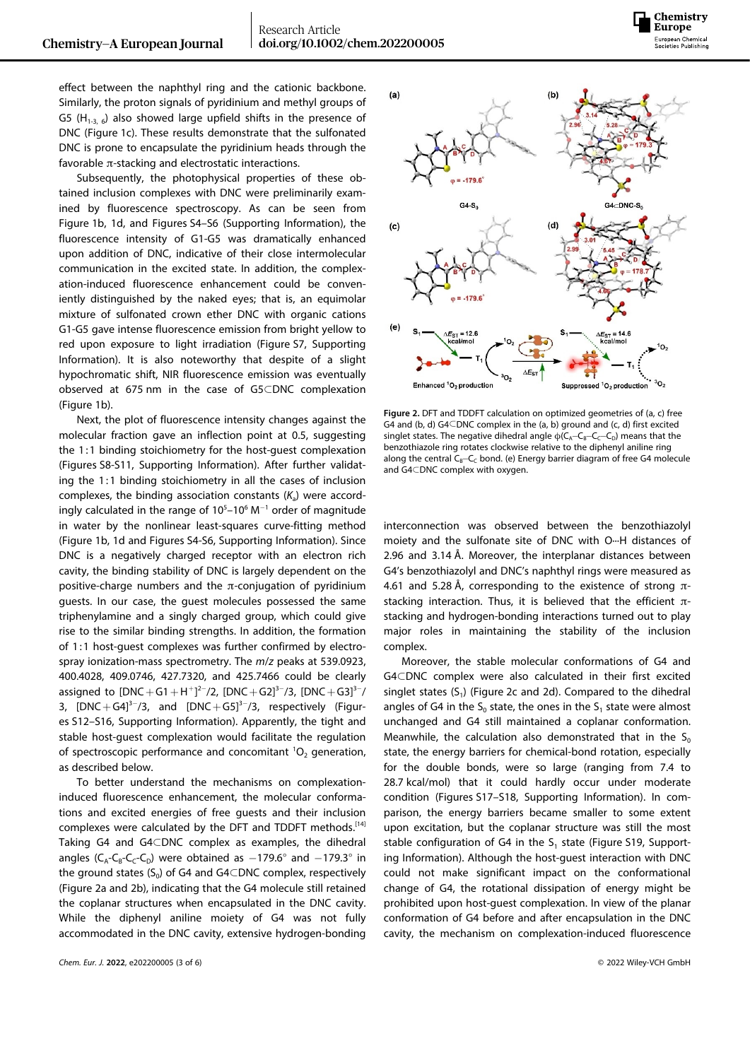effect between the naphthyl ring and the cationic backbone. Similarly, the proton signals of pyridinium and methyl groups of G5 ($H_{1-3,\ 6}$) also showed large upfield shifts in the presence of DNC (Figure 1c). These results demonstrate that the sulfonated DNC is prone to encapsulate the pyridinium heads through the favorable π-stacking and electrostatic interactions.

Subsequently, the photophysical properties of these obtained inclusion complexes with DNC were preliminarily examined by fluorescence spectroscopy. As can be seen from Figure 1b, 1d, and Figures S4–S6 (Supporting Information), the fluorescence intensity of G1-G5 was dramatically enhanced upon addition of DNC, indicative of their close intermolecular communication in the excited state. In addition, the complexation-induced fluorescence enhancement could be conveniently distinguished by the naked eyes; that is, an equimolar mixture of sulfonated crown ether DNC with organic cations G1-G5 gave intense fluorescence emission from bright yellow to red upon exposure to light irradiation (Figure S7, Supporting Information). It is also noteworthy that despite of a slight hypochromatic shift, NIR fluorescence emission was eventually observed at 675 nm in the case of G5⊂DNC complexation (Figure 1b).

Next, the plot of fluorescence intensity changes against the molecular fraction gave an inflection point at 0.5, suggesting the 1:1 binding stoichiometry for the host-guest complexation (Figures S8-S11, Supporting Information). After further validating the 1:1 binding stoichiometry in all the cases of inclusion complexes, the binding association constants ($K_a$) were accordingly calculated in the range of $10^5$–$10^6$ $M^{-1}$ order of magnitude in water by the nonlinear least-squares curve-fitting method (Figure 1b, 1d and Figures S4-S6, Supporting Information). Since DNC is a negatively charged receptor with an electron rich cavity, the binding stability of DNC is largely dependent on the positive-charge numbers and the π-conjugation of pyridinium guests. In our case, the guest molecules possessed the same triphenylamine and a singly charged group, which could give rise to the similar binding strengths. In addition, the formation of 1:1 host-guest complexes was further confirmed by electrospray ionization-mass spectrometry. The $m/z$ peaks at 539.0923, 400.4028, 409.0746, 427.7320, and 425.7466 could be clearly assigned to $[DNC+G1+H^+]^{2-}/2$, $[DNC+G2]^{3-}/3$, $[DNC+G3]^{3-}/3$, $[DNC+G4]^{3-}/3$, and $[DNC+G5]^{3-}/3$, respectively (Figures S12–S16, Supporting Information). Apparently, the tight and stable host-guest complexation would facilitate the regulation of spectroscopic performance and concomitant $^1O_2$ generation, as described below.

To better understand the mechanisms on complexation-induced fluorescence enhancement, the molecular conformations and excited energies of free guests and their inclusion complexes were calculated by the DFT and TDDFT methods.[14] Taking G4 and G4⊂DNC complex as examples, the dihedral angles ($C_A$-$C_B$-$C_C$-$C_D$) were obtained as −179.6° and −179.3° in the ground states ($S_0$) of G4 and G4⊂DNC complex, respectively (Figure 2a and 2b), indicating that the G4 molecule still retained the coplanar structures when encapsulated in the DNC cavity. While the diphenyl aniline moiety of G4 was not fully accommodated in the DNC cavity, extensive hydrogen-bonding interconnection was observed between the benzothiazolyl moiety and the sulfonate site of DNC with O···H distances of 2.96 and 3.14 Å. Moreover, the interplanar distances between G4's benzothiazolyl and DNC's naphthyl rings were measured as 4.61 and 5.28 Å, corresponding to the existence of strong π-stacking interaction. Thus, it is believed that the efficient π-stacking and hydrogen-bonding interactions turned out to play major roles in maintaining the stability of the inclusion complex.

**Figure 2.** DFT and TDDFT calculation on optimized geometries of (a, c) free G4 and (b, d) G4⊂DNC complex in the (a, b) ground and (c, d) first excited singlet states. The negative dihedral angle $\phi(C_A–C_B–C_C–C_D)$ means that the benzothiazole ring rotates clockwise relative to the diphenyl aniline ring along the central $C_B–C_C$ bond. (e) Energy barrier diagram of free G4 molecule and G4⊂DNC complex with oxygen.

Moreover, the stable molecular conformations of G4 and G4⊂DNC complex were also calculated in their first excited singlet states ($S_1$) (Figure 2c and 2d). Compared to the dihedral angles of G4 in the $S_0$ state, the ones in the $S_1$ state were almost unchanged and G4 still maintained a coplanar conformation. Meanwhile, the calculation also demonstrated that in the $S_0$ state, the energy barriers for chemical-bond rotation, especially for the double bonds, were so large (ranging from 7.4 to 28.7 kcal/mol) that it could hardly occur under moderate condition (Figures S17–S18, Supporting Information). In comparison, the energy barriers became smaller to some extent upon excitation, but the coplanar structure was still the most stable configuration of G4 in the $S_1$ state (Figure S19, Supporting Information). Although the host-guest interaction with DNC could not make significant impact on the conformational change of G4, the rotational dissipation of energy might be prohibited upon host-guest complexation. In view of the planar conformation of G4 before and after encapsulation in the DNC cavity, the mechanism on complexation-induced fluorescence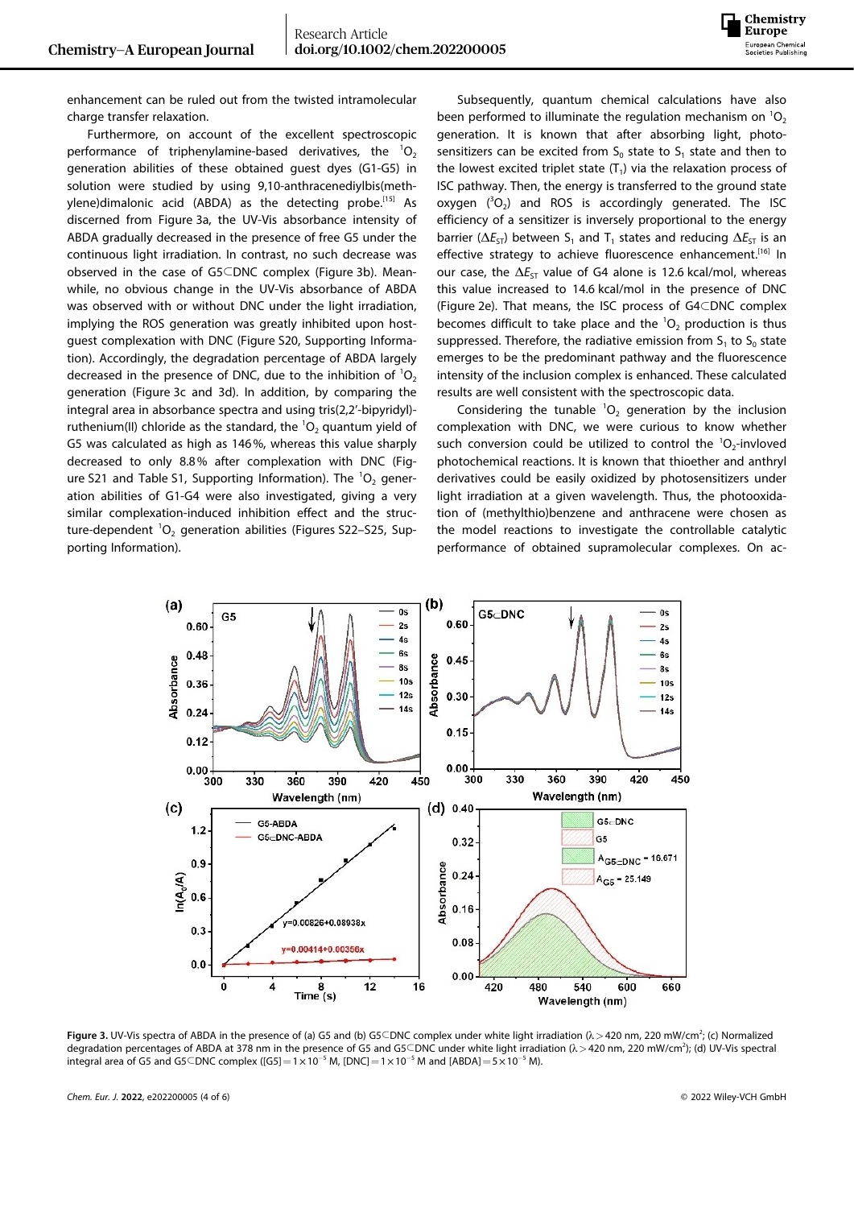enhancement can be ruled out from the twisted intramolecular charge transfer relaxation.

Furthermore, on account of the excellent spectroscopic performance of triphenylamine-based derivatives, the $^1O_2$ generation abilities of these obtained guest dyes (G1-G5) in solution were studied by using 9,10-anthracenediylbis(methylene)dimalonic acid (ABDA) as the detecting probe.[15] As discerned from Figure 3a, the UV-Vis absorbance intensity of ABDA gradually decreased in the presence of free G5 under the continuous light irradiation. In contrast, no such decrease was observed in the case of G5⊂DNC complex (Figure 3b). Meanwhile, no obvious change in the UV-Vis absorbance of ABDA was observed with or without DNC under the light irradiation, implying the ROS generation was greatly inhibited upon host-guest complexation with DNC (Figure S20, Supporting Information). Accordingly, the degradation percentage of ABDA largely decreased in the presence of DNC, due to the inhibition of $^1O_2$ generation (Figure 3c and 3d). In addition, by comparing the integral area in absorbance spectra and using tris(2,2'-bipyridyl)-ruthenium(II) chloride as the standard, the $^1O_2$ quantum yield of G5 was calculated as high as 146%, whereas this value sharply decreased to only 8.8% after complexation with DNC (Figure S21 and Table S1, Supporting Information). The $^1O_2$ generation abilities of G1-G4 were also investigated, giving a very similar complexation-induced inhibition effect and the structure-dependent $^1O_2$ generation abilities (Figures S22–S25, Supporting Information).

Subsequently, quantum chemical calculations have also been performed to illuminate the regulation mechanism on $^1O_2$ generation. It is known that after absorbing light, photosensitizers can be excited from $S_0$ state to $S_1$ state and then to the lowest excited triplet state ($T_1$) via the relaxation process of ISC pathway. Then, the energy is transferred to the ground state oxygen ($^3O_2$) and ROS is accordingly generated. The ISC efficiency of a sensitizer is inversely proportional to the energy barrier ($\Delta E_{ST}$) between $S_1$ and $T_1$ states and reducing $\Delta E_{ST}$ is an effective strategy to achieve fluorescence enhancement.[16] In our case, the $\Delta E_{ST}$ value of G4 alone is 12.6 kcal/mol, whereas this value increased to 14.6 kcal/mol in the presence of DNC (Figure 2e). That means, the ISC process of G4⊂DNC complex becomes difficult to take place and the $^1O_2$ production is thus suppressed. Therefore, the radiative emission from $S_1$ to $S_0$ state emerges to be the predominant pathway and the fluorescence intensity of the inclusion complex is enhanced. These calculated results are well consistent with the spectroscopic data.

Considering the tunable $^1O_2$ generation by the inclusion complexation with DNC, we were curious to know whether such conversion could be utilized to control the $^1O_2$-invloved photochemical reactions. It is known that thioether and anthryl derivatives could be easily oxidized by photosensitizers under light irradiation at a given wavelength. Thus, the photooxidation of (methylthio)benzene and anthracene were chosen as the model reactions to investigate the controllable catalytic performance of obtained supramolecular complexes. On ac-

**Figure 3.** UV-Vis spectra of ABDA in the presence of (a) G5 and (b) G5⊂DNC complex under white light irradiation (λ > 420 nm, 220 mW/cm$^2$; (c) Normalized degradation percentages of ABDA at 378 nm in the presence of G5 and G5⊂DNC under white light irradiation (λ > 420 nm, 220 mW/cm$^2$); (d) UV-Vis spectral integral area of G5 and G5⊂DNC complex ([G5] = $1\times10^{-5}$ M, [DNC] = $1\times10^{-5}$ M and [ABDA] = $5\times10^{-5}$ M).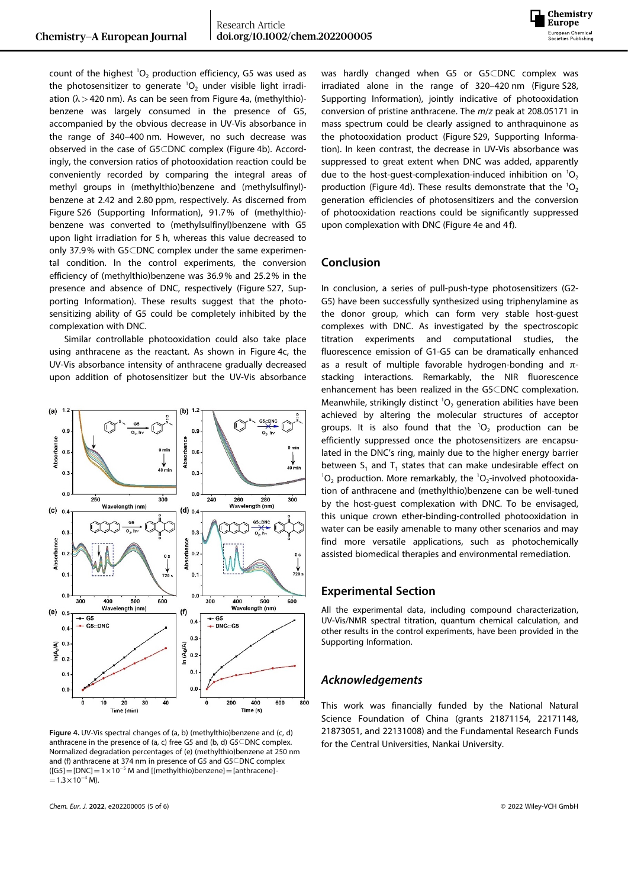count of the highest $^1O_2$ production efficiency, G5 was used as the photosensitizer to generate $^1O_2$ under visible light irradiation ($\lambda > 420$ nm). As can be seen from Figure 4a, (methylthio)-benzene was largely consumed in the presence of G5, accompanied by the obvious decrease in UV-Vis absorbance in the range of 340–400 nm. However, no such decrease was observed in the case of G5⊂DNC complex (Figure 4b). Accordingly, the conversion ratios of photooxidation reaction could be conveniently recorded by comparing the integral areas of methyl groups in (methylthio)benzene and (methylsulfinyl)-benzene at 2.42 and 2.80 ppm, respectively. As discerned from Figure S26 (Supporting Information), 91.7% of (methylthio)-benzene was converted to (methylsulfinyl)benzene with G5 upon light irradiation for 5 h, whereas this value decreased to only 37.9% with G5⊂DNC complex under the same experimental condition. In the control experiments, the conversion efficiency of (methylthio)benzene was 36.9% and 25.2% in the presence and absence of DNC, respectively (Figure S27, Supporting Information). These results suggest that the photosensitizing ability of G5 could be completely inhibited by the complexation with DNC.

Similar controllable photooxidation could also take place using anthracene as the reactant. As shown in Figure 4c, the UV-Vis absorbance intensity of anthracene gradually decreased upon addition of photosensitizer but the UV-Vis absorbance was hardly changed when G5 or G5⊂DNC complex was irradiated alone in the range of 320–420 nm (Figure S28, Supporting Information), jointly indicative of photooxidation conversion of pristine anthracene. The $m/z$ peak at 208.05171 in mass spectrum could be clearly assigned to anthraquinone as the photooxidation product (Figure S29, Supporting Information). In keen contrast, the decrease in UV-Vis absorbance was suppressed to great extent when DNC was added, apparently due to the host-guest-complexation-induced inhibition on $^1O_2$ production (Figure 4d). These results demonstrate that the $^1O_2$ generation efficiencies of photosensitizers and the conversion of photooxidation reactions could be significantly suppressed upon complexation with DNC (Figure 4e and 4f).

**Figure 4.** UV-Vis spectral changes of (a, b) (methylthio)benzene and (c, d) anthracene in the presence of (a, c) free G5 and (b, d) G5⊂DNC complex. Normalized degradation percentages of (e) (methylthio)benzene at 250 nm and (f) anthracene at 374 nm in presence of G5 and G5⊂DNC complex ($[G5] = [DNC] = 1 \times 10^{-5}$ M and $[(methylthio)benzene] = [anthracene] = 1.3 \times 10^{-4}$ M).

## Conclusion

In conclusion, a series of pull-push-type photosensitizers (G2-G5) have been successfully synthesized using triphenylamine as the donor group, which can form very stable host-guest complexes with DNC. As investigated by the spectroscopic titration experiments and computational studies, the fluorescence emission of G1-G5 can be dramatically enhanced as a result of multiple favorable hydrogen-bonding and π-stacking interactions. Remarkably, the NIR fluorescence enhancement has been realized in the G5⊂DNC complexation. Meanwhile, strikingly distinct $^1O_2$ generation abilities have been achieved by altering the molecular structures of acceptor groups. It is also found that the $^1O_2$ production can be efficiently suppressed once the photosensitizers are encapsulated in the DNC's ring, mainly due to the higher energy barrier between $S_1$ and $T_1$ states that can make undesirable effect on $^1O_2$ production. More remarkably, the $^1O_2$-involved photooxidation of anthracene and (methylthio)benzene can be well-tuned by the host-guest complexation with DNC. To be envisaged, this unique crown ether-binding-controlled photooxidation in water can be easily amenable to many other scenarios and may find more versatile applications, such as photochemically assisted biomedical therapies and environmental remediation.

## Experimental Section

All the experimental data, including compound characterization, UV-Vis/NMR spectral titration, quantum chemical calculation, and other results in the control experiments, have been provided in the Supporting Information.

## *Acknowledgements*

This work was financially funded by the National Natural Science Foundation of China (grants 21871154, 22171148, 21873051, and 22131008) and the Fundamental Research Funds for the Central Universities, Nankai University.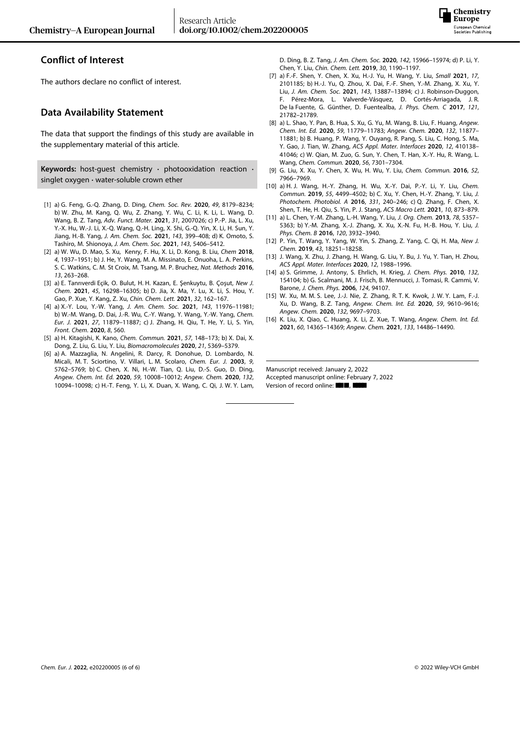## Conflict of Interest

The authors declare no conflict of interest.

## Data Availability Statement

The data that support the findings of this study are available in the supplementary material of this article.

**Keywords:** host-guest chemistry · photooxidation reaction · singlet oxygen · water-soluble crown ether

[1] a) G. Feng, G.-Q. Zhang, D. Ding, *Chem. Soc. Rev.* **2020**, *49*, 8179–8234; b) W. Zhu, M. Kang, Q. Wu, Z. Zhang, Y. Wu, C. Li, K. Li, L. Wang, D. Wang, B. Z. Tang, *Adv. Funct. Mater.* **2021**, *31*, 2007026; c) P.-P. Jia, L. Xu, Y.-X. Hu, W.-J. Li, X.-Q. Wang, Q.-H. Ling, X. Shi, G.-Q. Yin, X. Li, H. Sun, Y. Jiang, H.-B. Yang, *J. Am. Chem. Soc.* **2021**, *143*, 399–408; d) K. Omoto, S. Tashiro, M. Shionoya, *J. Am. Chem. Soc.* **2021**, *143*, 5406–5412.

[2] a) W. Wu, D. Mao, S. Xu, Kenry, F. Hu, X. Li, D. Kong, B. Liu, *Chem* **2018**, *4*, 1937–1951; b) J. He, Y. Wang, M. A. Missinato, E. Onuoha, L. A. Perkins, S. C. Watkins, C. M. St Croix, M. Tsang, M. P. Bruchez, *Nat. Methods* **2016**, *13*, 263–268.

[3] a) E. Tanrıverdi Eçik, O. Bulut, H. H. Kazan, E. Şenkuytu, B. Çoşut, *New J. Chem.* **2021**, *45*, 16298–16305; b) D. Jia, X. Ma, Y. Lu, X. Li, S. Hou, Y. Gao, P. Xue, Y. Kang, Z. Xu, *Chin. Chem. Lett.* **2021**, *32*, 162–167.

[4] a) X.-Y. Lou, Y.-W. Yang, *J. Am. Chem. Soc.* **2021**, *143*, 11976–11981; b) W.-M. Wang, D. Dai, J.-R. Wu, C.-Y. Wang, Y. Wang, Y.-W. Yang, *Chem. Eur. J.* **2021**, *27*, 11879–11887; c) J. Zhang, H. Qiu, T. He, Y. Li, S. Yin, *Front. Chem.* **2020**, *8*, 560.

[5] a) H. Kitagishi, K. Kano, *Chem. Commun.* **2021**, *57*, 148–173; b) X. Dai, X. Dong, Z. Liu, G. Liu, Y. Liu, *Biomacromolecules* **2020**, *21*, 5369–5379.

[6] a) A. Mazzaglia, N. Angelini, R. Darcy, R. Donohue, D. Lombardo, N. Micali, M. T. Sciortino, V. Villari, L. M. Scolaro, *Chem. Eur. J.* **2003**, *9*, 5762–5769; b) C. Chen, X. Ni, H.-W. Tian, Q. Liu, D.-S. Guo, D. Ding, *Angew. Chem. Int. Ed.* **2020**, *59*, 10008–10012; *Angew. Chem.* **2020**, *132*, 10094–10098; c) H.-T. Feng, Y. Li, X. Duan, X. Wang, C. Qi, J. W. Y. Lam, D. Ding, B. Z. Tang, *J. Am. Chem. Soc.* **2020**, *142*, 15966–15974; d) P. Li, Y. Chen, Y. Liu, *Chin. Chem. Lett.* **2019**, *30*, 1190–1197.

[7] a) F.-F. Shen, Y. Chen, X. Xu, H.-J. Yu, H. Wang, Y. Liu, *Small* **2021**, *17*, 2101185; b) H.-J. Yu, Q. Zhou, X. Dai, F.-F. Shen, Y.-M. Zhang, X. Xu, Y. Liu, *J. Am. Chem. Soc.* **2021**, *143*, 13887–13894; c) J. Robinson-Duggon, F. Pérez-Mora, L. Valverde-Vásquez, D. Cortés-Arriagada, J. R. De la Fuente, G. Günther, D. Fuentealba, *J. Phys. Chem. C* **2017**, *121*, 21782–21789.

[8] a) L. Shao, Y. Pan, B. Hua, S. Xu, G. Yu, M. Wang, B. Liu, F. Huang, *Angew. Chem. Int. Ed.* **2020**, *59*, 11779–11783; *Angew. Chem.* **2020**, *132*, 11877–11881; b) B. Huang, P. Wang, Y. Ouyang, R. Pang, S. Liu, C. Hong, S. Ma, Y. Gao, J. Tian, W. Zhang, *ACS Appl. Mater. Interfaces* **2020**, *12*, 410138–41046; c) W. Qian, M. Zuo, G. Sun, Y. Chen, T. Han, X.-Y. Hu, R. Wang, L. Wang, *Chem. Commun.* **2020**, *56*, 7301–7304.

[9] G. Liu, X. Xu, Y. Chen, X. Wu, H. Wu, Y. Liu, *Chem. Commun.* **2016**, *52*, 7966–7969.

[10] a) H. J. Wang, H.-Y. Zhang, H. Wu, X.-Y. Dai, P.-Y. Li, Y. Liu, *Chem. Commun.* **2019**, *55*, 4499–4502; b) C. Xu, Y. Chen, H.-Y. Zhang, Y. Liu, *J. Photochem. Photobiol. A* **2016**, *331*, 240–246; c) Q. Zhang, F. Chen, X. Shen, T. He, H. Qiu, S. Yin, P. J. Stang, *ACS Macro Lett.* **2021**, *10*, 873–879.

[11] a) L. Chen, Y.-M. Zhang, L.-H. Wang, Y. Liu, *J. Org. Chem.* **2013**, *78*, 5357–5363; b) Y.-M. Zhang, X.-J. Zhang, X. Xu, X.-N. Fu, H.-B. Hou, Y. Liu, *J. Phys. Chem. B* **2016**, *120*, 3932–3940.

[12] P. Yin, T. Wang, Y. Yang, W. Yin, S. Zhang, Z. Yang, C. Qi, H. Ma, *New J. Chem.* **2019**, *43*, 18251–18258.

[13] J. Wang, X. Zhu, J. Zhang, H. Wang, G. Liu, Y. Bu, J. Yu, Y. Tian, H. Zhou, *ACS Appl. Mater. Interfaces* **2020**, *12*, 1988–1996.

[14] a) S. Grimme, J. Antony, S. Ehrlich, H. Krieg, *J. Chem. Phys.* **2010**, *132*, 154104; b) G. Scalmani, M. J. Frisch, B. Mennucci, J. Tomasi, R. Cammi, V. Barone, *J. Chem. Phys.* **2006**, *124*, 94107.

[15] W. Xu, M. M. S. Lee, J.-J. Nie, Z. Zhang, R. T. K. Kwok, J. W. Y. Lam, F.-J. Xu, D. Wang, B. Z. Tang, *Angew. Chem. Int. Ed.* **2020**, *59*, 9610–9616; *Angew. Chem.* **2020**, *132*, 9697–9703.

[16] K. Liu, X. Qiao, C. Huang, X. Li, Z. Xue, T. Wang, *Angew. Chem. Int. Ed.* **2021**, *60*, 14365–14369; *Angew. Chem.* **2021**, *133*, 14486–14490.

Manuscript received: January 2, 2022
Accepted manuscript online: February 7, 2022
Version of record online: ■■, ■■■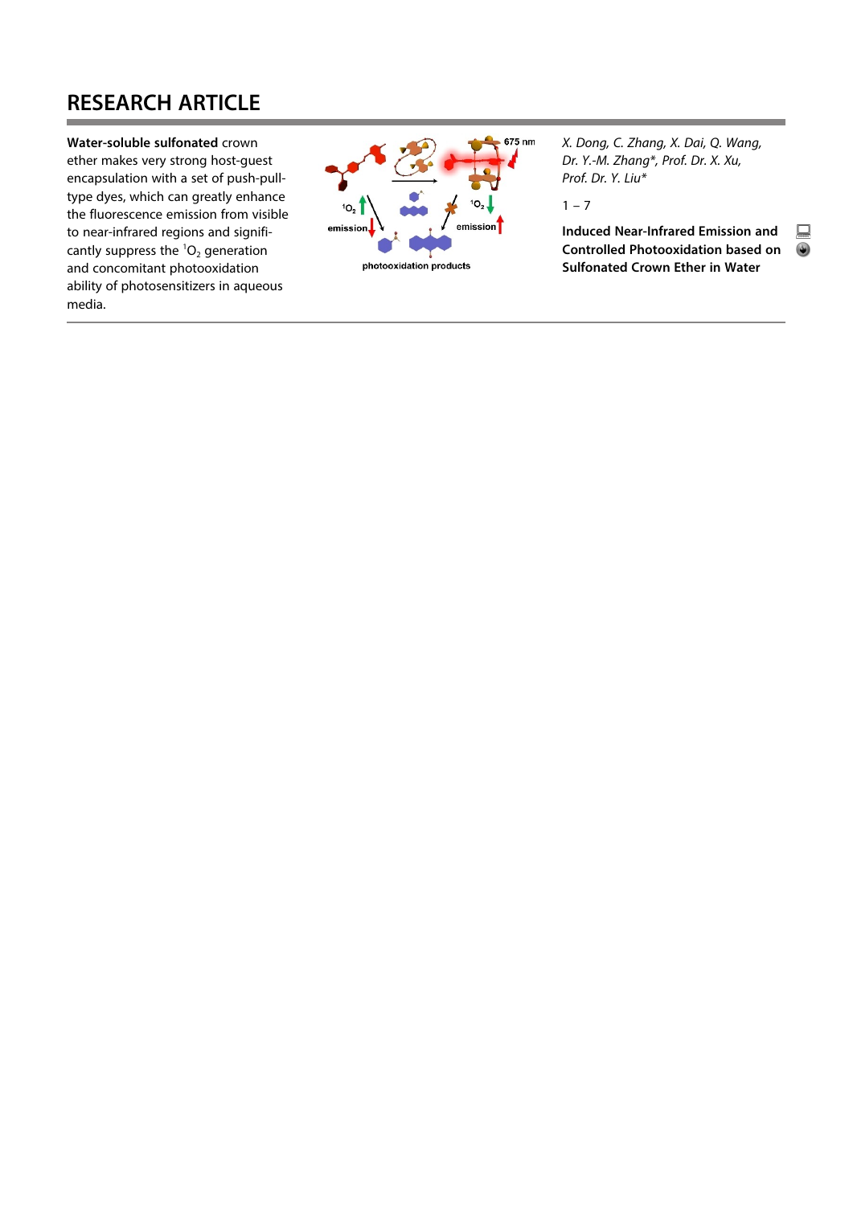## RESEARCH ARTICLE

**Water-soluble sulfonated** crown ether makes very strong host-guest encapsulation with a set of push-pull-type dyes, which can greatly enhance the fluorescence emission from visible to near-infrared regions and significantly suppress the $^1O_2$ generation and concomitant photooxidation ability of photosensitizers in aqueous media.

675 nm

$^1O_2$

emission

$^1O_2$

emission

photooxidation products

*X. Dong, C. Zhang, X. Dai, Q. Wang, Dr. Y.-M. Zhang\*, Prof. Dr. X. Xu, Prof. Dr. Y. Liu\**

1 – 7

**Induced Near-Infrared Emission and Controlled Photooxidation based on Sulfonated Crown Ether in Water**